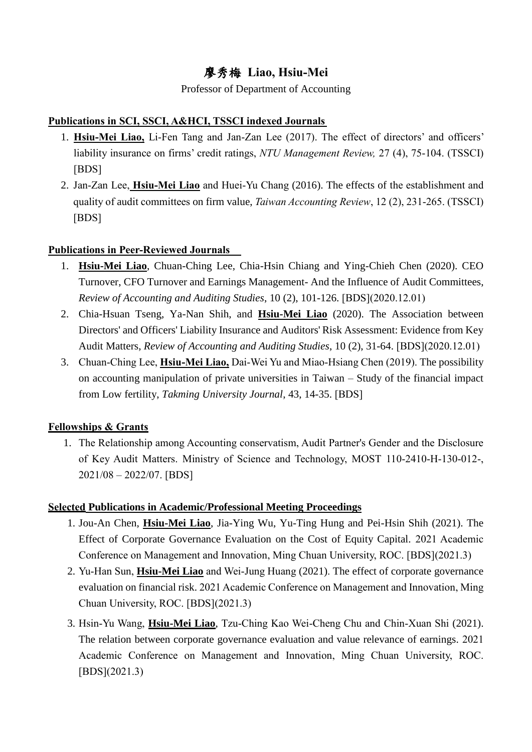# 廖秀梅 Liao, Hsiu-Mei

Professor of Department of Accounting

## Publications in SCI, SSCI, A&HCI, TSSCI indexed Journals

1. **Hsiu-Mei Liao,** Li-Fen Tang and Jan-Zan Lee (2017). The effect of directors' and officers' liability insurance on firms' credit ratings, *NTU Management Review,* 27 (4), 75-104. (TSSCI) [BDS]
2. Jan-Zan Lee, **Hsiu-Mei Liao** and Huei-Yu Chang (2016). The effects of the establishment and quality of audit committees on firm value, *Taiwan Accounting Review*, 12 (2), 231-265. (TSSCI) [BDS]

## Publications in Peer-Reviewed Journals

1. **Hsiu-Mei Liao**, Chuan-Ching Lee, Chia-Hsin Chiang and Ying-Chieh Chen (2020). CEO Turnover, CFO Turnover and Earnings Management- And the Influence of Audit Committees, *Review of Accounting and Auditing Studies*, 10 (2), 101-126. [BDS](2020.12.01)
2. Chia-Hsuan Tseng, Ya-Nan Shih, and **Hsiu-Mei Liao** (2020). The Association between Directors' and Officers' Liability Insurance and Auditors' Risk Assessment: Evidence from Key Audit Matters, *Review of Accounting and Auditing Studies*, 10 (2), 31-64. [BDS](2020.12.01)
3. Chuan-Ching Lee, **Hsiu-Mei Liao,** Dai-Wei Yu and Miao-Hsiang Chen (2019). The possibility on accounting manipulation of private universities in Taiwan – Study of the financial impact from Low fertility, *Takming University Journal*, 43, 14-35. [BDS]

## Fellowships & Grants

1. The Relationship among Accounting conservatism, Audit Partner's Gender and the Disclosure of Key Audit Matters. Ministry of Science and Technology, MOST 110-2410-H-130-012-, 2021/08 – 2022/07. [BDS]

## Selected Publications in Academic/Professional Meeting Proceedings

1. Jou-An Chen, **Hsiu-Mei Liao**, Jia-Ying Wu, Yu-Ting Hung and Pei-Hsin Shih (2021). The Effect of Corporate Governance Evaluation on the Cost of Equity Capital. 2021 Academic Conference on Management and Innovation, Ming Chuan University, ROC. [BDS](2021.3)
2. Yu-Han Sun, **Hsiu-Mei Liao** and Wei-Jung Huang (2021). The effect of corporate governance evaluation on financial risk. 2021 Academic Conference on Management and Innovation, Ming Chuan University, ROC. [BDS](2021.3)
3. Hsin-Yu Wang, **Hsiu-Mei Liao**, Tzu-Ching Kao Wei-Cheng Chu and Chin-Xuan Shi (2021). The relation between corporate governance evaluation and value relevance of earnings. 2021 Academic Conference on Management and Innovation, Ming Chuan University, ROC. [BDS](2021.3)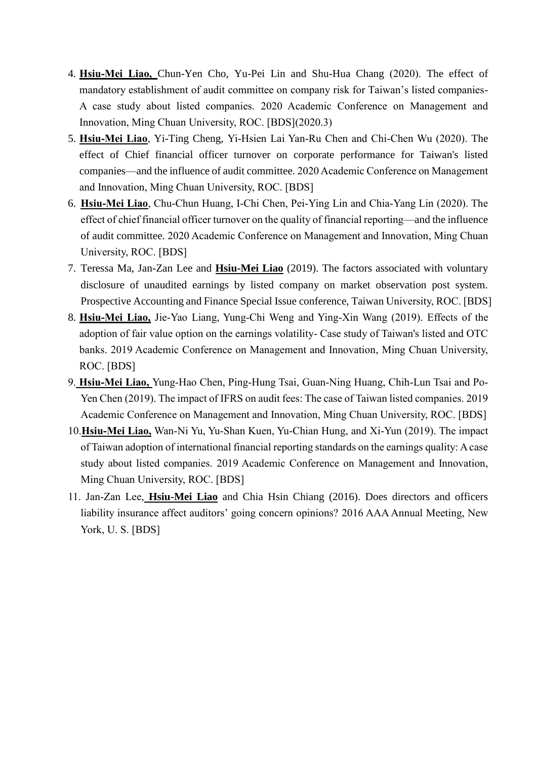4. **Hsiu-Mei Liao,** Chun-Yen Cho, Yu-Pei Lin and Shu-Hua Chang (2020). The effect of mandatory establishment of audit committee on company risk for Taiwan's listed companies- A case study about listed companies. 2020 Academic Conference on Management and Innovation, Ming Chuan University, ROC. [BDS](2020.3)
5. **Hsiu-Mei Liao**, Yi-Ting Cheng, Yi-Hsien Lai Yan-Ru Chen and Chi-Chen Wu (2020). The effect of Chief financial officer turnover on corporate performance for Taiwan's listed companies—and the influence of audit committee. 2020 Academic Conference on Management and Innovation, Ming Chuan University, ROC. [BDS]
6. **Hsiu-Mei Liao**, Chu-Chun Huang, I-Chi Chen, Pei-Ying Lin and Chia-Yang Lin (2020). The effect of chief financial officer turnover on the quality of financial reporting—and the influence of audit committee. 2020 Academic Conference on Management and Innovation, Ming Chuan University, ROC. [BDS]
7. Teressa Ma, Jan-Zan Lee and **Hsiu-Mei Liao** (2019). The factors associated with voluntary disclosure of unaudited earnings by listed company on market observation post system. Prospective Accounting and Finance Special Issue conference, Taiwan University, ROC. [BDS]
8. **Hsiu-Mei Liao,** Jie-Yao Liang, Yung-Chi Weng and Ying-Xin Wang (2019). Effects of the adoption of fair value option on the earnings volatility- Case study of Taiwan's listed and OTC banks. 2019 Academic Conference on Management and Innovation, Ming Chuan University, ROC. [BDS]
9. **Hsiu-Mei Liao,** Yung-Hao Chen, Ping-Hung Tsai, Guan-Ning Huang, Chih-Lun Tsai and Po-Yen Chen (2019). The impact of IFRS on audit fees: The case of Taiwan listed companies. 2019 Academic Conference on Management and Innovation, Ming Chuan University, ROC. [BDS]
10. **Hsiu-Mei Liao,** Wan-Ni Yu, Yu-Shan Kuen, Yu-Chian Hung, and Xi-Yun (2019). The impact of Taiwan adoption of international financial reporting standards on the earnings quality: A case study about listed companies. 2019 Academic Conference on Management and Innovation, Ming Chuan University, ROC. [BDS]
11. Jan-Zan Lee, **Hsiu-Mei Liao** and Chia Hsin Chiang (2016). Does directors and officers liability insurance affect auditors' going concern opinions? 2016 AAA Annual Meeting, New York, U. S. [BDS]